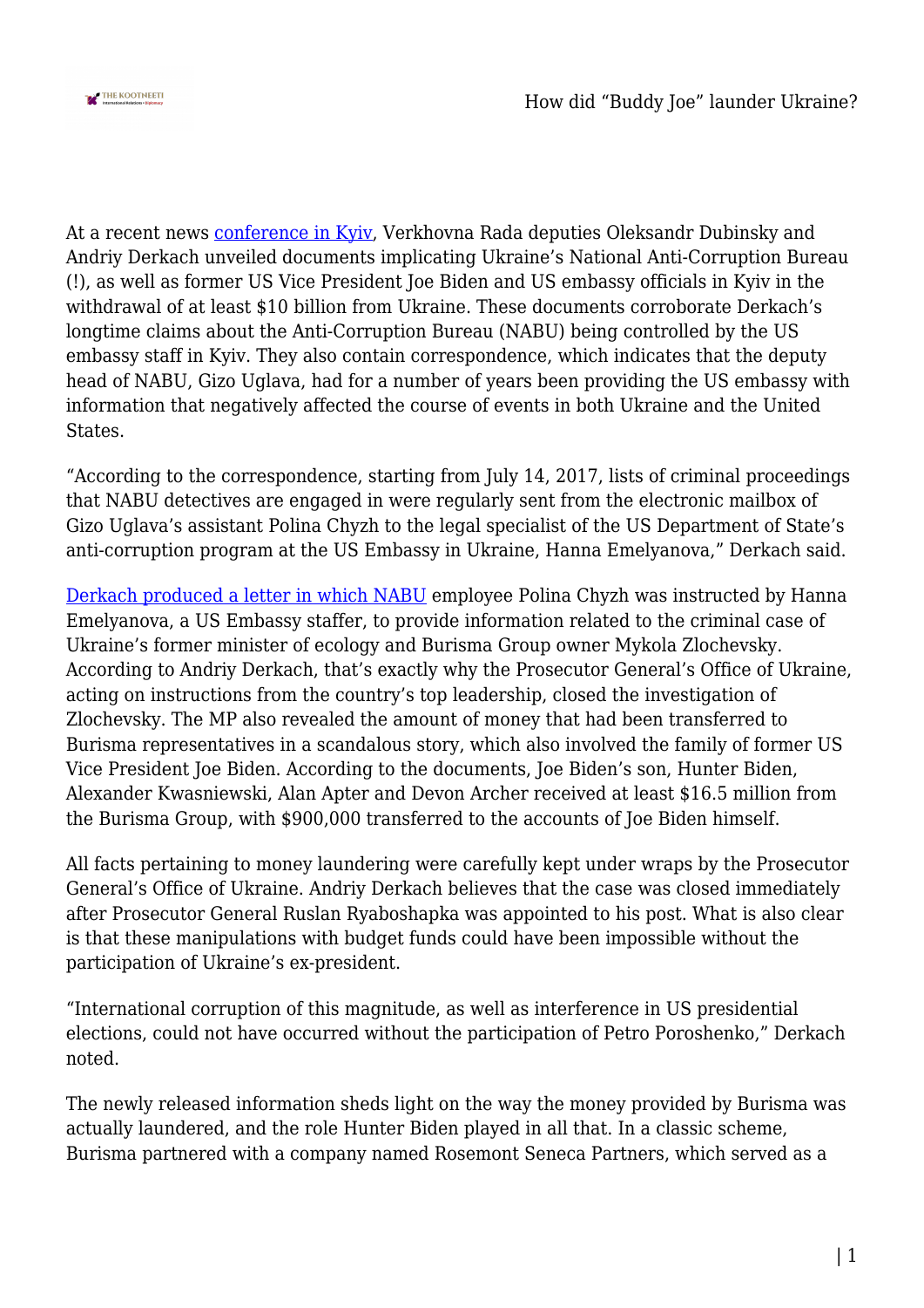At a recent news [conference in Kyiv](), Verkhovna Rada deputies Oleksandr Dubinsky and Andriy Derkach unveiled documents implicating Ukraine's National Anti-Corruption Bureau (!), as well as former US Vice President Joe Biden and US embassy officials in Kyiv in the withdrawal of at least $10 billion from Ukraine. These documents corroborate Derkach's longtime claims about the Anti-Corruption Bureau (NABU) being controlled by the US embassy staff in Kyiv. They also contain correspondence, which indicates that the deputy head of NABU, Gizo Uglava, had for a number of years been providing the US embassy with information that negatively affected the course of events in both Ukraine and the United States.

"According to the correspondence, starting from July 14, 2017, lists of criminal proceedings that NABU detectives are engaged in were regularly sent from the electronic mailbox of Gizo Uglava's assistant Polina Chyzh to the legal specialist of the US Department of State's anti-corruption program at the US Embassy in Ukraine, Hanna Emelyanova," Derkach said.

[Derkach produced a letter in which NABU]() employee Polina Chyzh was instructed by Hanna Emelyanova, a US Embassy staffer, to provide information related to the criminal case of Ukraine's former minister of ecology and Burisma Group owner Mykola Zlochevsky. According to Andriy Derkach, that's exactly why the Prosecutor General's Office of Ukraine, acting on instructions from the country's top leadership, closed the investigation of Zlochevsky. The MP also revealed the amount of money that had been transferred to Burisma representatives in a scandalous story, which also involved the family of former US Vice President Joe Biden. According to the documents, Joe Biden's son, Hunter Biden, Alexander Kwasniewski, Alan Apter and Devon Archer received at least $16.5 million from the Burisma Group, with $900,000 transferred to the accounts of Joe Biden himself.

All facts pertaining to money laundering were carefully kept under wraps by the Prosecutor General's Office of Ukraine. Andriy Derkach believes that the case was closed immediately after Prosecutor General Ruslan Ryaboshapka was appointed to his post. What is also clear is that these manipulations with budget funds could have been impossible without the participation of Ukraine's ex-president.

"International corruption of this magnitude, as well as interference in US presidential elections, could not have occurred without the participation of Petro Poroshenko," Derkach noted.

The newly released information sheds light on the way the money provided by Burisma was actually laundered, and the role Hunter Biden played in all that. In a classic scheme, Burisma partnered with a company named Rosemont Seneca Partners, which served as a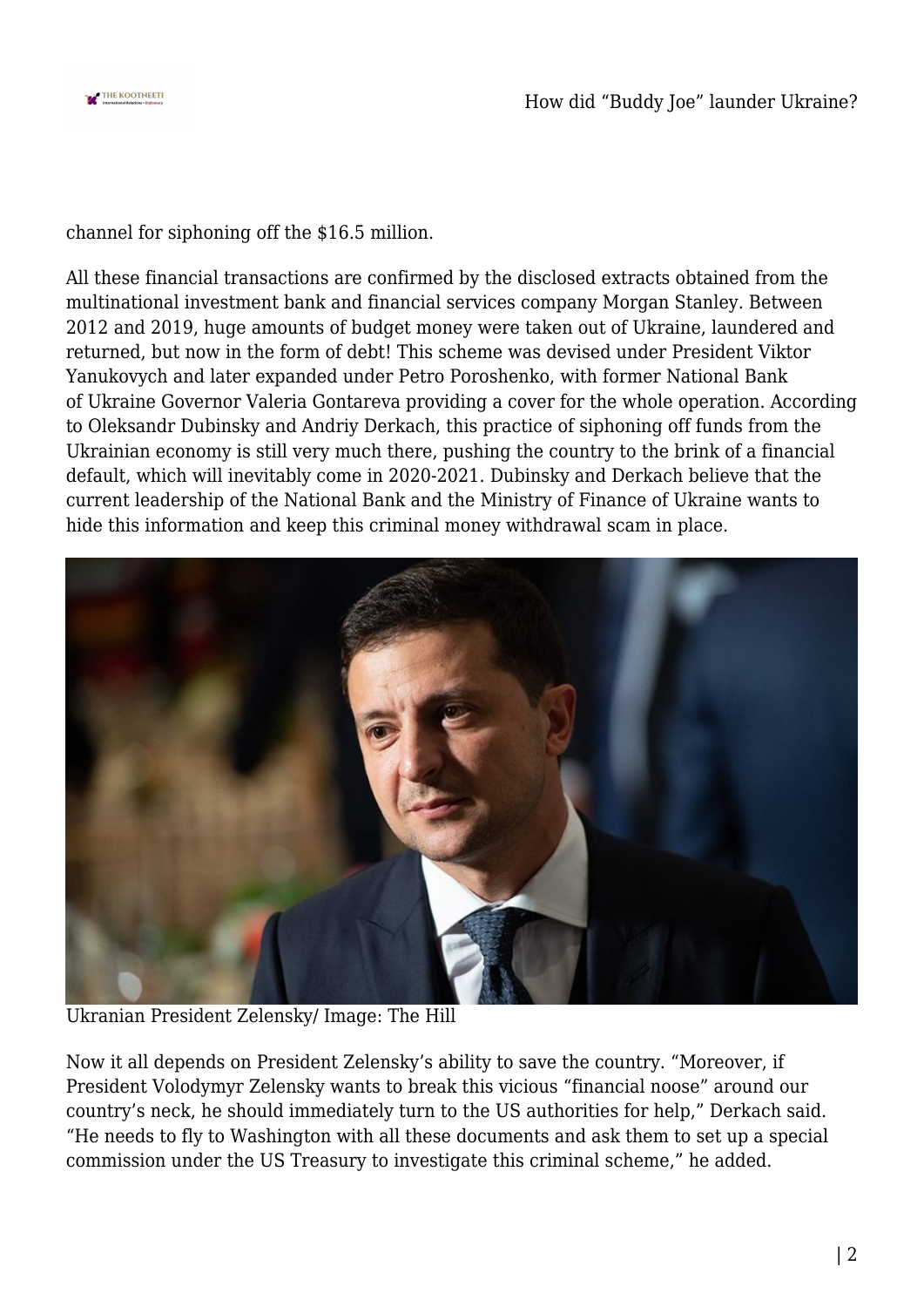channel for siphoning off the $16.5 million.

All these financial transactions are confirmed by the disclosed extracts obtained from the multinational investment bank and financial services company Morgan Stanley. Between 2012 and 2019, huge amounts of budget money were taken out of Ukraine, laundered and returned, but now in the form of debt! This scheme was devised under President Viktor Yanukovych and later expanded under Petro Poroshenko, with former National Bank of Ukraine Governor Valeria Gontareva providing a cover for the whole operation. According to Oleksandr Dubinsky and Andriy Derkach, this practice of siphoning off funds from the Ukrainian economy is still very much there, pushing the country to the brink of a financial default, which will inevitably come in 2020-2021. Dubinsky and Derkach believe that the current leadership of the National Bank and the Ministry of Finance of Ukraine wants to hide this information and keep this criminal money withdrawal scam in place.

Ukranian President Zelensky/ Image: The Hill

Now it all depends on President Zelensky's ability to save the country. "Moreover, if President Volodymyr Zelensky wants to break this vicious "financial noose" around our country's neck, he should immediately turn to the US authorities for help," Derkach said. "He needs to fly to Washington with all these documents and ask them to set up a special commission under the US Treasury to investigate this criminal scheme," he added.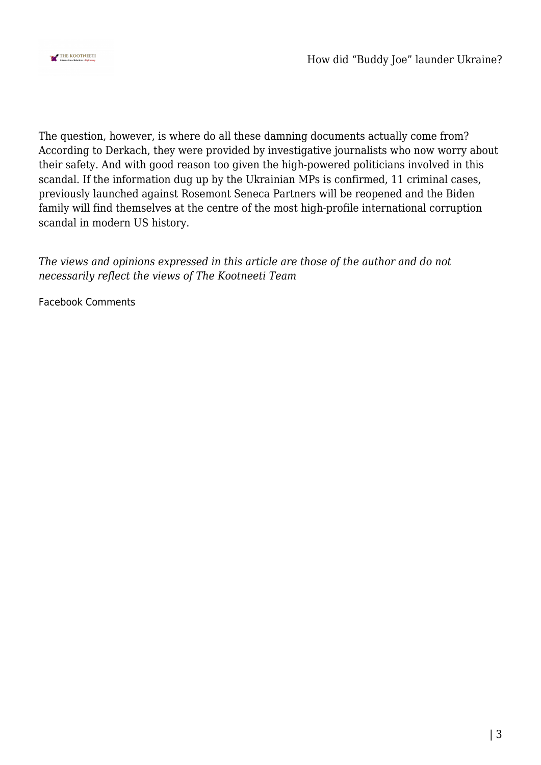The question, however, is where do all these damning documents actually come from? According to Derkach, they were provided by investigative journalists who now worry about their safety. And with good reason too given the high-powered politicians involved in this scandal. If the information dug up by the Ukrainian MPs is confirmed, 11 criminal cases, previously launched against Rosemont Seneca Partners will be reopened and the Biden family will find themselves at the centre of the most high-profile international corruption scandal in modern US history.

*The views and opinions expressed in this article are those of the author and do not necessarily reflect the views of The Kootneeti Team*

Facebook Comments